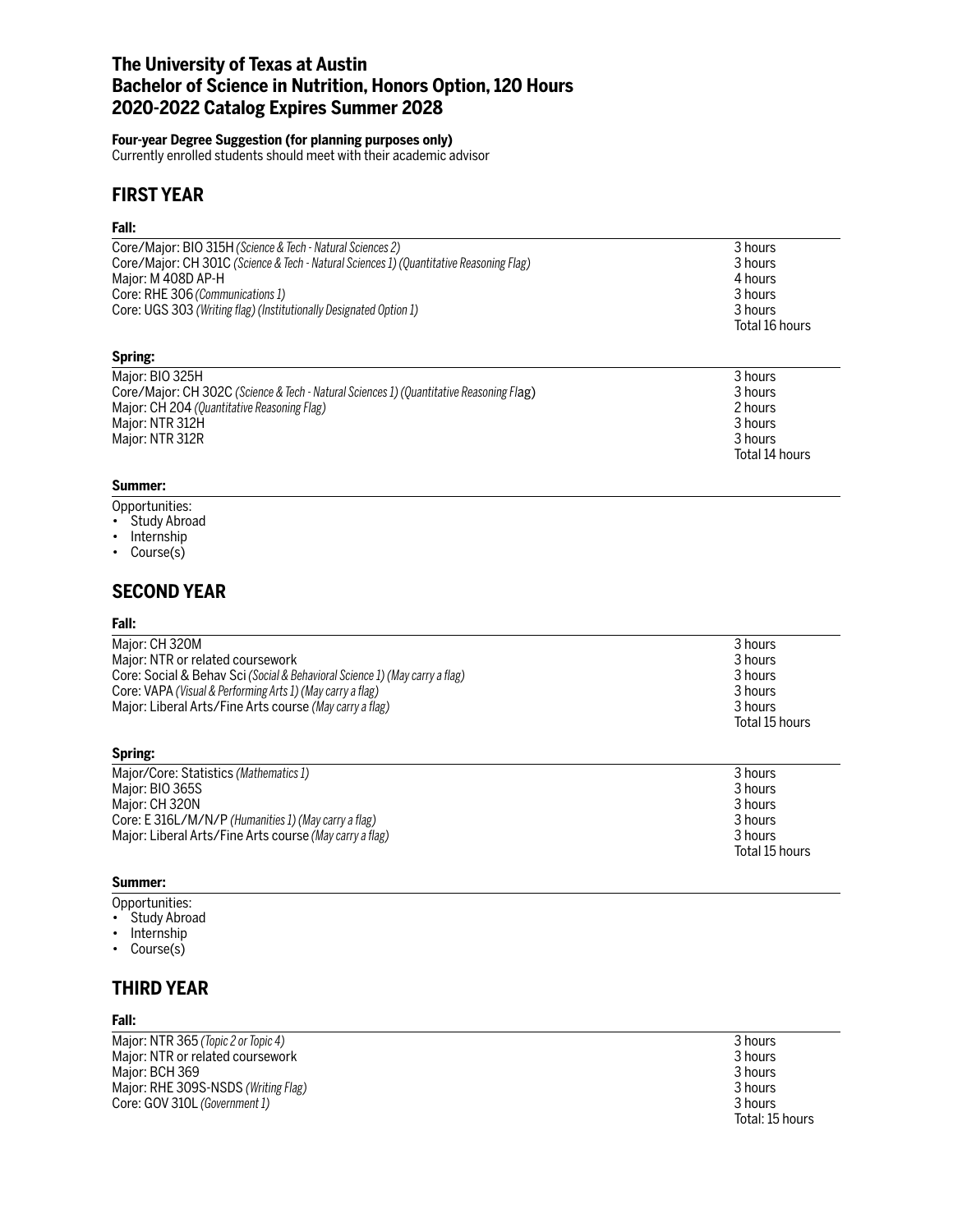# The University of Texas at Austin
# Bachelor of Science in Nutrition, Honors Option, 120 Hours
# 2020-2022 Catalog Expires Summer 2028

**Four-year Degree Suggestion (for planning purposes only)**
Currently enrolled students should meet with their academic advisor

## FIRST YEAR

**Fall:**

| | |
|---|---|
| Core/Major: BIO 315H *(Science & Tech - Natural Sciences 2)* | 3 hours |
| Core/Major: CH 301C *(Science & Tech - Natural Sciences 1) (Quantitative Reasoning Flag)* | 3 hours |
| Major: M 408D AP-H | 4 hours |
| Core: RHE 306 *(Communications 1)* | 3 hours |
| Core: UGS 303 *(Writing flag) (Institutionally Designated Option 1)* | 3 hours |
| | Total 16 hours |

**Spring:**

| | |
|---|---|
| Major: BIO 325H | 3 hours |
| Core/Major: CH 302C *(Science & Tech - Natural Sciences 1) (Quantitative Reasoning Flag)* | 3 hours |
| Major: CH 204 *(Quantitative Reasoning Flag)* | 2 hours |
| Major: NTR 312H | 3 hours |
| Major: NTR 312R | 3 hours |
| | Total 14 hours |

**Summer:**

Opportunities:
- Study Abroad
- Internship
- Course(s)

## SECOND YEAR

**Fall:**

| | |
|---|---|
| Major: CH 320M | 3 hours |
| Major: NTR or related coursework | 3 hours |
| Core: Social & Behav Sci *(Social & Behavioral Science 1) (May carry a flag)* | 3 hours |
| Core: VAPA *(Visual & Performing Arts 1) (May carry a flag)* | 3 hours |
| Major: Liberal Arts/Fine Arts course *(May carry a flag)* | 3 hours |
| | Total 15 hours |

**Spring:**

| | |
|---|---|
| Major/Core: Statistics *(Mathematics 1)* | 3 hours |
| Major: BIO 365S | 3 hours |
| Major: CH 320N | 3 hours |
| Core: E 316L/M/N/P *(Humanities 1) (May carry a flag)* | 3 hours |
| Major: Liberal Arts/Fine Arts course *(May carry a flag)* | 3 hours |
| | Total 15 hours |

**Summer:**

Opportunities:
- Study Abroad
- Internship
- Course(s)

## THIRD YEAR

**Fall:**

| | |
|---|---|
| Major: NTR 365 *(Topic 2 or Topic 4)* | 3 hours |
| Major: NTR or related coursework | 3 hours |
| Major: BCH 369 | 3 hours |
| Major: RHE 309S-NSDS *(Writing Flag)* | 3 hours |
| Core: GOV 310L *(Government 1)* | 3 hours |
| | Total: 15 hours |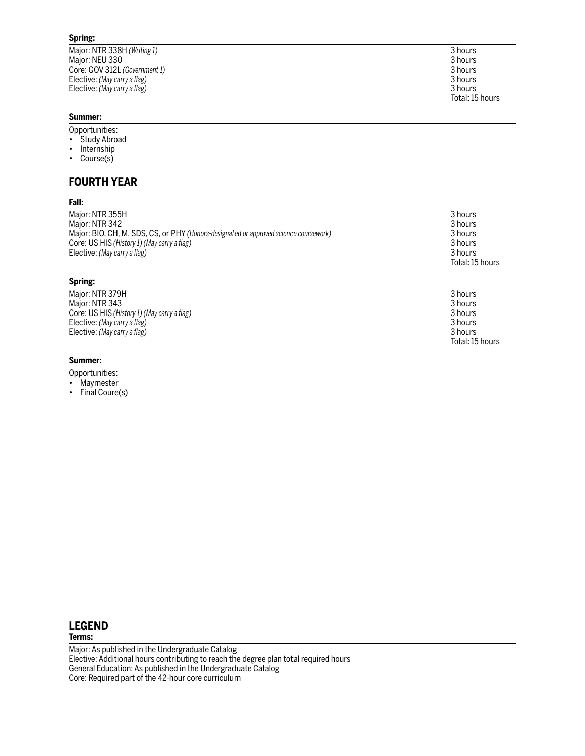**Spring:**

| | |
|---|---|
| Major: NTR 338H *(Writing 1)* | 3 hours |
| Major: NEU 330 | 3 hours |
| Core: GOV 312L *(Government 1)* | 3 hours |
| Elective: *(May carry a flag)* | 3 hours |
| Elective: *(May carry a flag)* | 3 hours |
| | Total: 15 hours |

**Summer:**

Opportunities:
- Study Abroad
- Internship
- Course(s)

## FOURTH YEAR

**Fall:**

| | |
|---|---|
| Major: NTR 355H | 3 hours |
| Major: NTR 342 | 3 hours |
| Major: BIO, CH, M, SDS, CS, or PHY *(Honors-designated or approved science coursework)* | 3 hours |
| Core: US HIS *(History 1) (May carry a flag)* | 3 hours |
| Elective: *(May carry a flag)* | 3 hours |
| | Total: 15 hours |

**Spring:**

| | |
|---|---|
| Major: NTR 379H | 3 hours |
| Major: NTR 343 | 3 hours |
| Core: US HIS *(History 1) (May carry a flag)* | 3 hours |
| Elective: *(May carry a flag)* | 3 hours |
| Elective: *(May carry a flag)* | 3 hours |
| | Total: 15 hours |

**Summer:**

Opportunities:
- Maymester
- Final Coure(s)

## LEGEND

**Terms:**

Major: As published in the Undergraduate Catalog
Elective: Additional hours contributing to reach the degree plan total required hours
General Education: As published in the Undergraduate Catalog
Core: Required part of the 42-hour core curriculum